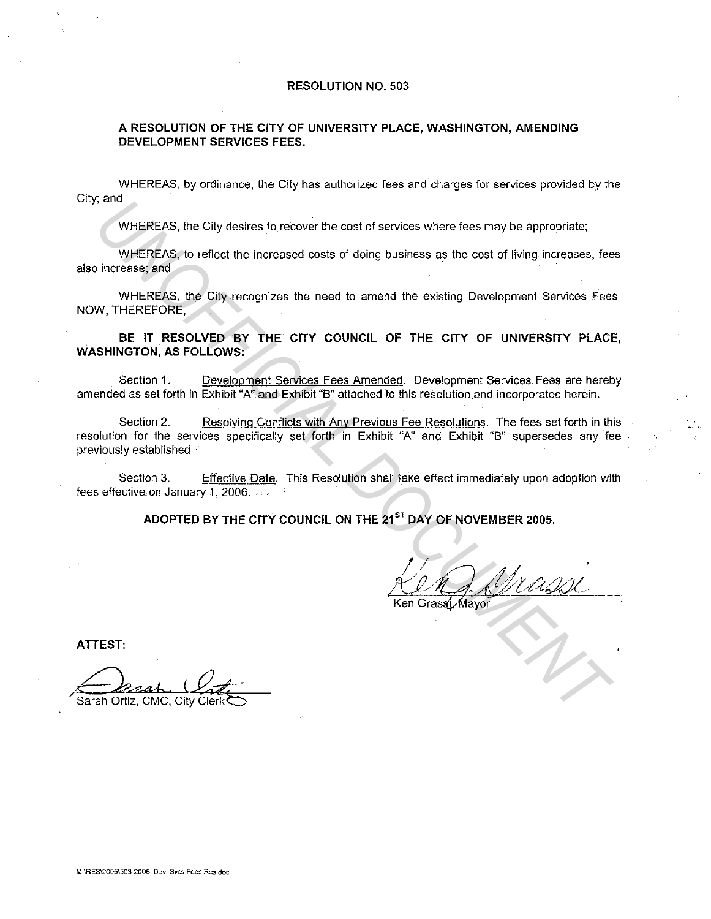# RESOLUTION NO. 503

## A RESOLUTION OF THE CITY OF UNIVERSITY PLACE, WASHINGTON, AMENDING DEVELOPMENT SERVICES FEES.

WHEREAS, by ordinance, the City has authorized fees and charges for services provided by the City; and

WHEREAS, the City desires to recover the cost of services where fees may be appropriate;

WHEREAS, to reflect the increased costs of doing business as the cost of living increases, fees also increase; and

WHEREAS, the City recognizes the need to amend the existing Development Services Fees. NOW, THEREFORE,

**BE IT RESOLVED BY THE CITY COUNCIL OF THE CITY OF UNIVERSITY PLACE, WASHINGTON, AS FOLLOWS:**

Section 1. Development Services Fees Amended. Development Services Fees are hereby amended as set forth in Exhibit "A" and Exhibit "B" attached to this resolution and incorporated herein.

Section 2. Resolving Conflicts with Any Previous Fee Resolutions. The fees set forth in this resolution for the services specifically set forth in Exhibit "A" and Exhibit "B" supersedes any fee previously established.

Section 3. Effective Date. This Resolution shall take effect immediately upon adoption with fees effective on January 1, 2006.

**ADOPTED BY THE CITY COUNCIL ON THE 21ST DAY OF NOVEMBER 2005.**

Ken Grassi, Mayor

ATTEST:

Sarah Ortiz, CMC, City Clerk

M:\RES\2005\503-2006 Dev. Svcs Fees Res.doc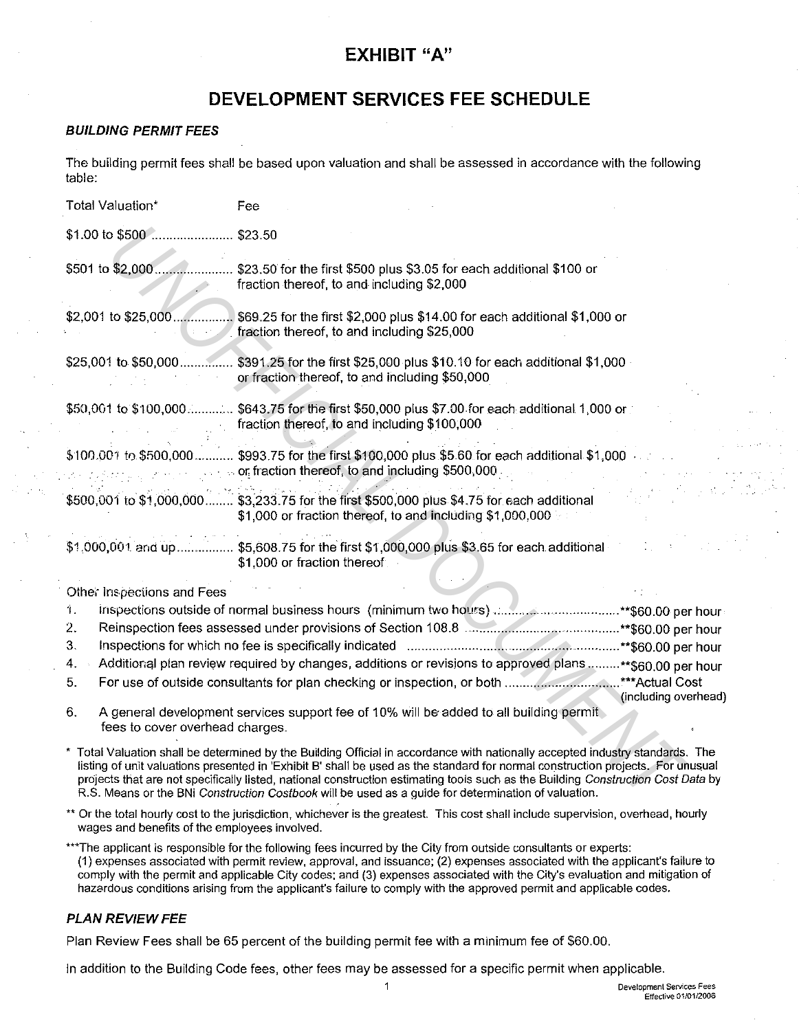# EXHIBIT "A"

# DEVELOPMENT SERVICES FEE SCHEDULE

### *BUILDING PERMIT FEES*

The building permit fees shall be based upon valuation and shall be assessed in accordance with the following table:

| Total Valuation* | Fee |
|---|---|
| $1.00 to $500 | $23.50 |
| $501 to $2,000 | $23.50 for the first $500 plus $3.05 for each additional $100 or fraction thereof, to and including $2,000 |
| $2,001 to $25,000 | $69.25 for the first $2,000 plus $14.00 for each additional $1,000 or fraction thereof, to and including $25,000 |
| $25,001 to $50,000 | $391.25 for the first $25,000 plus $10.10 for each additional $1,000 or fraction thereof, to and including $50,000 |
| $50,001 to $100,000 | $643.75 for the first $50,000 plus $7.00 for each additional 1,000 or fraction thereof, to and including $100,000 |
| $100,001 to $500,000 | $993.75 for the first $100,000 plus $5.60 for each additional $1,000 or fraction thereof, to and including $500,000 |
| $500,001 to $1,000,000 | $3,233.75 for the first $500,000 plus $4.75 for each additional $1,000 or fraction thereof, to and including $1,000,000 |
| $1,000,001 and up | $5,608.75 for the first $1,000,000 plus $3.65 for each additional $1,000 or fraction thereof |

Other Inspections and Fees

1. Inspections outside of normal business hours (minimum two hours) .......... **$60.00 per hour
2. Reinspection fees assessed under provisions of Section 108.8 .......... **$60.00 per hour
3. Inspections for which no fee is specifically indicated .......... **$60.00 per hour
4. Additional plan review required by changes, additions or revisions to approved plans .......... **$60.00 per hour
5. For use of outside consultants for plan checking or inspection, or both .......... ***Actual Cost (including overhead)
6. A general development services support fee of 10% will be added to all building permit fees to cover overhead charges.

\* Total Valuation shall be determined by the Building Official in accordance with nationally accepted industry standards. The listing of unit valuations presented in 'Exhibit B' shall be used as the standard for normal construction projects. For unusual projects that are not specifically listed, national construction estimating tools such as the Building *Construction Cost Data* by R.S. Means or the BNi *Construction Costbook* will be used as a guide for determination of valuation.

** Or the total hourly cost to the jurisdiction, whichever is the greatest. This cost shall include supervision, overhead, hourly wages and benefits of the employees involved.

***The applicant is responsible for the following fees incurred by the City from outside consultants or experts: (1) expenses associated with permit review, approval, and issuance; (2) expenses associated with the applicant's failure to comply with the permit and applicable City codes; and (3) expenses associated with the City's evaluation and mitigation of hazardous conditions arising from the applicant's failure to comply with the approved permit and applicable codes.

### *PLAN REVIEW FEE*

Plan Review Fees shall be 65 percent of the building permit fee with a minimum fee of $60.00.

In addition to the Building Code fees, other fees may be assessed for a specific permit when applicable.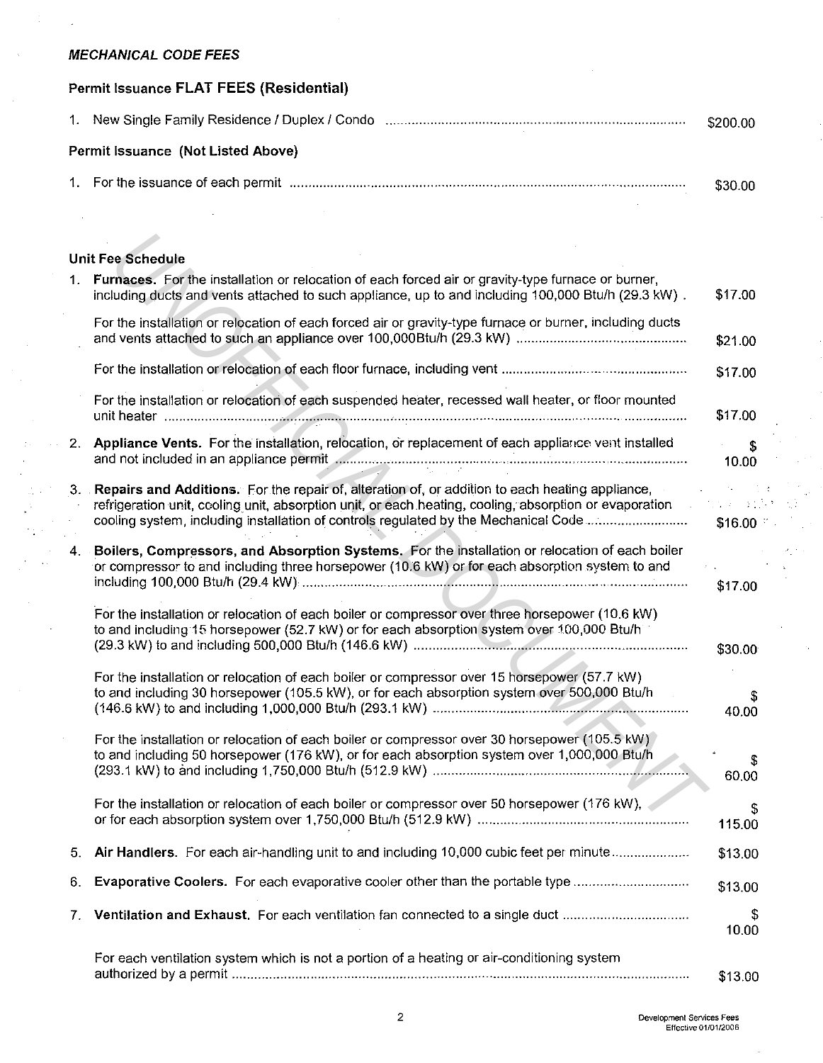*MECHANICAL CODE FEES*

**Permit Issuance FLAT FEES (Residential)**

1. New Single Family Residence / Duplex / Condo ........................................ $200.00

**Permit Issuance (Not Listed Above)**

1. For the issuance of each permit ........................................ $30.00

**Unit Fee Schedule**

1. **Furnaces.** For the installation or relocation of each forced air or gravity-type furnace or burner, including ducts and vents attached to such appliance, up to and including 100,000 Btu/h (29.3 kW) . $17.00

   For the installation or relocation of each forced air or gravity-type furnace or burner, including ducts and vents attached to such an appliance over 100,000Btu/h (29.3 kW) ........................................ $21.00

   For the installation or relocation of each floor furnace, including vent ........................................ $17.00

   For the installation or relocation of each suspended heater, recessed wall heater, or floor mounted unit heater ........................................ $17.00

2. **Appliance Vents.** For the installation, relocation, or replacement of each appliance vent installed and not included in an appliance permit ........................................ $ 10.00

3. **Repairs and Additions.** For the repair of, alteration of, or addition to each heating appliance, refrigeration unit, cooling unit, absorption unit, or each heating, cooling, absorption or evaporation cooling system, including installation of controls regulated by the Mechanical Code ........................................ $16.00

4. **Boilers, Compressors, and Absorption Systems.** For the installation or relocation of each boiler or compressor to and including three horsepower (10.6 kW) or for each absorption system to and including 100,000 Btu/h (29.4 kW) ........................................ $17.00

   For the installation or relocation of each boiler or compressor over three horsepower (10.6 kW) to and including 15 horsepower (52.7 kW) or for each absorption system over 100,000 Btu/h (29.3 kW) to and including 500,000 Btu/h (146.6 kW) ........................................ $30.00

   For the installation or relocation of each boiler or compressor over 15 horsepower (57.7 kW) to and including 30 horsepower (105.5 kW), or for each absorption system over 500,000 Btu/h (146.6 kW) to and including 1,000,000 Btu/h (293.1 kW) ........................................ $ 40.00

   For the installation or relocation of each boiler or compressor over 30 horsepower (105.5 kW) to and including 50 horsepower (176 kW), or for each absorption system over 1,000,000 Btu/h (293.1 kW) to and including 1,750,000 Btu/h (512.9 kW) ........................................ $ 60.00

   For the installation or relocation of each boiler or compressor over 50 horsepower (176 kW), or for each absorption system over 1,750,000 Btu/h (512.9 kW) ........................................ $ 115.00

5. **Air Handlers.** For each air-handling unit to and including 10,000 cubic feet per minute ........................................ $13.00

6. **Evaporative Coolers.** For each evaporative cooler other than the portable type ........................................ $13.00

7. **Ventilation and Exhaust.** For each ventilation fan connected to a single duct ........................................ $ 10.00

   For each ventilation system which is not a portion of a heating or air-conditioning system authorized by a permit ........................................ $13.00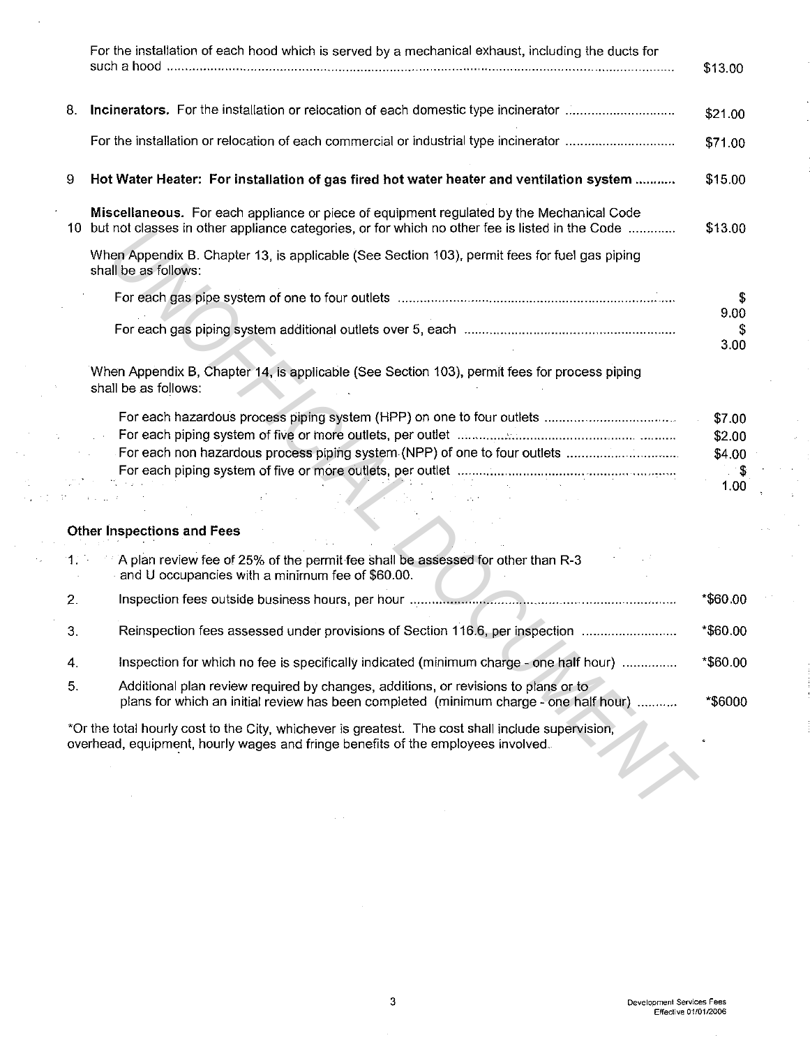| | | |
|---|---|---|
| | For the installation of each hood which is served by a mechanical exhaust, including the ducts for such a hood | $13.00 |
| 8. | **Incinerators.** For the installation or relocation of each domestic type incinerator | $21.00 |
| | For the installation or relocation of each commercial or industrial type incinerator | $71.00 |
| 9 | **Hot Water Heater: For installation of gas fired hot water heater and ventilation system** | $15.00 |
| 10 | **Miscellaneous.** For each appliance or piece of equipment regulated by the Mechanical Code but not classes in other appliance categories, or for which no other fee is listed in the Code | $13.00 |
| | When Appendix B. Chapter 13, is applicable (See Section 103), permit fees for fuel gas piping shall be as follows: | |
| | For each gas pipe system of one to four outlets | $ 9.00 |
| | For each gas piping system additional outlets over 5, each | $ 3.00 |
| | When Appendix B, Chapter 14, is applicable (See Section 103), permit fees for process piping shall be as follows: | |
| | For each hazardous process piping system (HPP) on one to four outlets | $7.00 |
| | For each piping system of five or more outlets, per outlet | $2.00 |
| | For each non hazardous process piping system (NPP) of one to four outlets | $4.00 |
| | For each piping system of five or more outlets, per outlet | $ 1.00 |

**Other Inspections and Fees**

| | | |
|---|---|---|
| 1. | A plan review fee of 25% of the permit fee shall be assessed for other than R-3 and U occupancies with a minimum fee of $60.00. | |
| 2. | Inspection fees outside business hours, per hour | *$60.00 |
| 3. | Reinspection fees assessed under provisions of Section 116.6, per inspection | *$60.00 |
| 4. | Inspection for which no fee is specifically indicated (minimum charge - one half hour) | *$60.00 |
| 5. | Additional plan review required by changes, additions, or revisions to plans or to plans for which an initial review has been completed (minimum charge - one half hour) | *$6000 |

*Or the total hourly cost to the City, whichever is greatest. The cost shall include supervision, overhead, equipment, hourly wages and fringe benefits of the employees involved.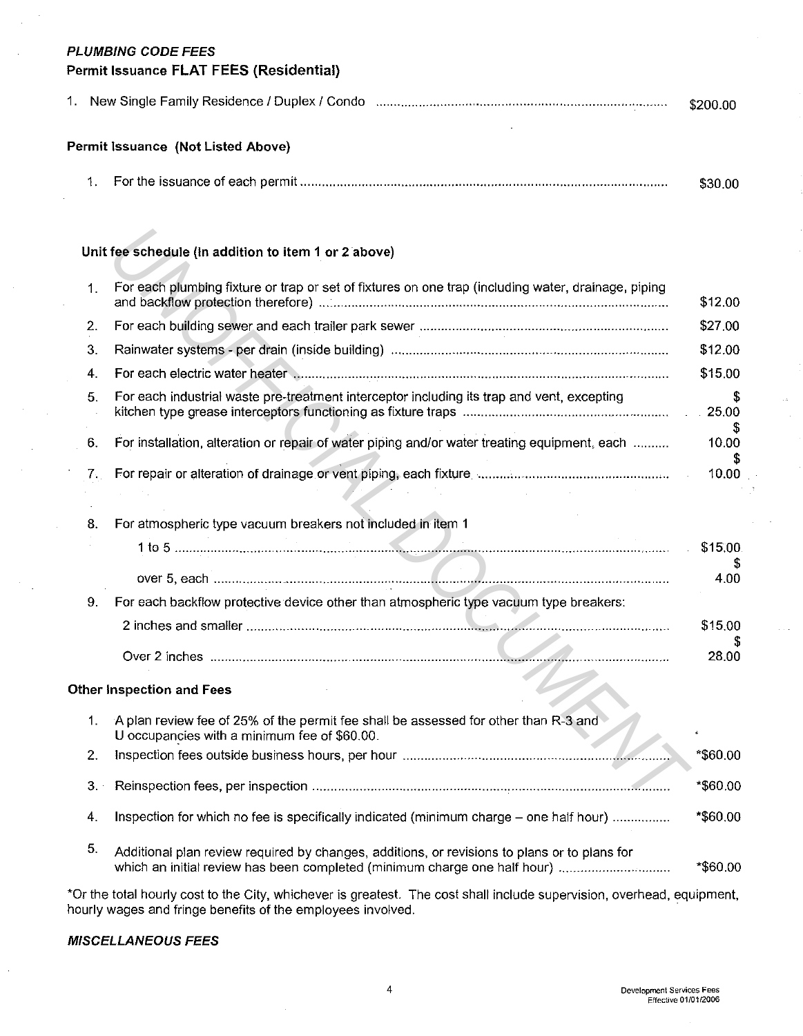***PLUMBING CODE FEES***

**Permit Issuance FLAT FEES (Residential)**

| | | |
|---|---|---|
| 1. | New Single Family Residence / Duplex / Condo | $200.00 |

**Permit Issuance (Not Listed Above)**

| | | |
|---|---|---|
| 1. | For the issuance of each permit | $30.00 |

**Unit fee schedule (In addition to item 1 or 2 above)**

| | | |
|---|---|---|
| 1. | For each plumbing fixture or trap or set of fixtures on one trap (including water, drainage, piping and backflow protection therefore) | $12.00 |
| 2. | For each building sewer and each trailer park sewer | $27.00 |
| 3. | Rainwater systems - per drain (inside building) | $12.00 |
| 4. | For each electric water heater | $15.00 |
| 5. | For each industrial waste pre-treatment interceptor including its trap and vent, excepting kitchen type grease interceptors functioning as fixture traps | $ 25.00 |
| 6. | For installation, alteration or repair of water piping and/or water treating equipment, each | $ 10.00 |
| 7. | For repair or alteration of drainage or vent piping, each fixture | $ 10.00 |
| 8. | For atmospheric type vacuum breakers not included in item 1 | |
| | 1 to 5 | $15.00 |
| | over 5, each | $ 4.00 |
| 9. | For each backflow protective device other than atmospheric type vacuum type breakers: | |
| | 2 inches and smaller | $15.00 |
| | Over 2 inches | $ 28.00 |

**Other Inspection and Fees**

| | | |
|---|---|---|
| 1. | A plan review fee of 25% of the permit fee shall be assessed for other than R-3 and U occupancies with a minimum fee of $60.00. | |
| 2. | Inspection fees outside business hours, per hour | *$60.00 |
| 3. | Reinspection fees, per inspection | *$60.00 |
| 4. | Inspection for which no fee is specifically indicated (minimum charge – one half hour) | *$60.00 |
| 5. | Additional plan review required by changes, additions, or revisions to plans or to plans for which an initial review has been completed (minimum charge one half hour) | *$60.00 |

*Or the total hourly cost to the City, whichever is greatest. The cost shall include supervision, overhead, equipment, hourly wages and fringe benefits of the employees involved.

***MISCELLANEOUS FEES***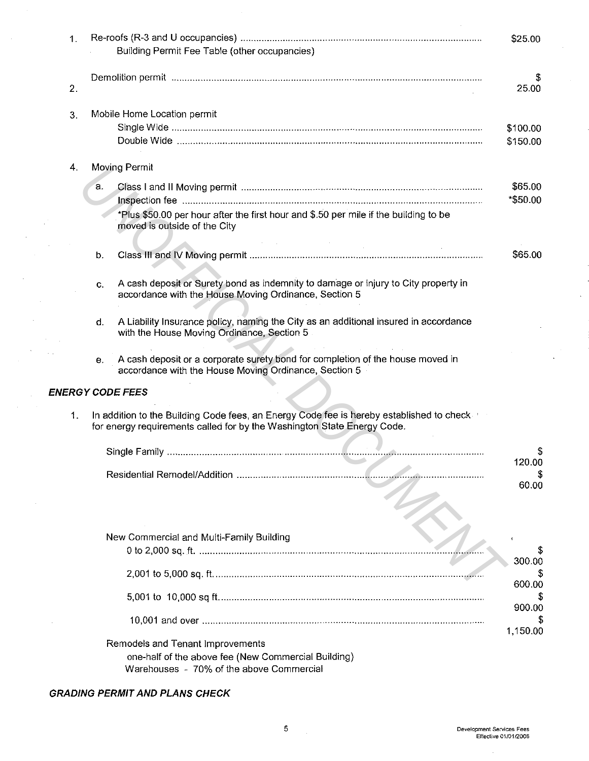1. Re-roofs (R-3 and U occupancies) ........................................ $25.00

   Building Permit Fee Table (other occupancies)

2. Demolition permit ........................................ $25.00

3. Mobile Home Location permit
   - Single Wide ........................................ $100.00
   - Double Wide ........................................ $150.00

4. Moving Permit

   a. Class I and II Moving permit ........................................ $65.00

      Inspection fee ........................................ *$50.00

      *Plus $50.00 per hour after the first hour and $.50 per mile if the building to be moved is outside of the City

   b. Class III and IV Moving permit ........................................ $65.00

   c. A cash deposit or Surety bond as indemnity to damage or injury to City property in accordance with the House Moving Ordinance, Section 5

   d. A Liability Insurance policy, naming the City as an additional insured in accordance with the House Moving Ordinance, Section 5

   e. A cash deposit or a corporate surety bond for completion of the house moved in accordance with the House Moving Ordinance, Section 5

***ENERGY CODE FEES***

1. In addition to the Building Code fees, an Energy Code fee is hereby established to check for energy requirements called for by the Washington State Energy Code.

   Single Family ........................................ $120.00

   Residential Remodel/Addition ........................................ $60.00

   New Commercial and Multi-Family Building
   - 0 to 2,000 sq. ft. ........................................ $300.00
   - 2,001 to 5,000 sq. ft. ........................................ $600.00
   - 5,001 to 10,000 sq ft. ........................................ $900.00
   - 10,001 and over ........................................ $1,150.00

   Remodels and Tenant Improvements
   - one-half of the above fee (New Commercial Building)
   - Warehouses - 70% of the above Commercial

***GRADING PERMIT AND PLANS CHECK***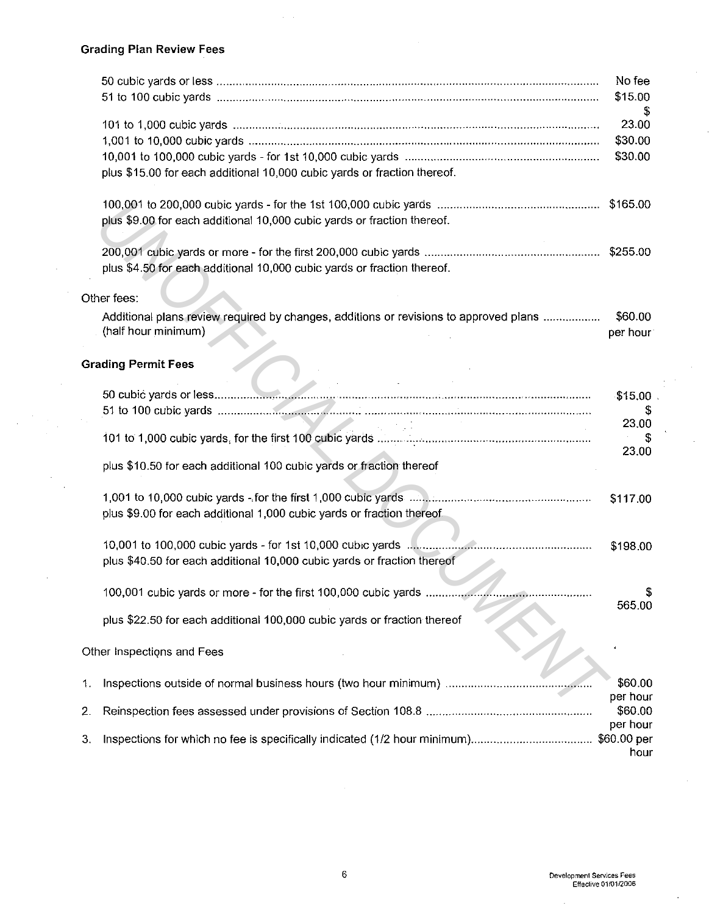### Grading Plan Review Fees

| | |
|---|---|
| 50 cubic yards or less | No fee |
| 51 to 100 cubic yards | $15.00 |
| 101 to 1,000 cubic yards | $ 23.00 |
| 1,001 to 10,000 cubic yards | $30.00 |
| 10,001 to 100,000 cubic yards - for 1st 10,000 cubic yards | $30.00 |
| plus $15.00 for each additional 10,000 cubic yards or fraction thereof. | |
| 100,001 to 200,000 cubic yards - for the 1st 100,000 cubic yards | $165.00 |
| plus $9.00 for each additional 10,000 cubic yards or fraction thereof. | |
| 200,001 cubic yards or more - for the first 200,000 cubic yards | $255.00 |
| plus $4.50 for each additional 10,000 cubic yards or fraction thereof. | |

Other fees:

| | |
|---|---|
| Additional plans review required by changes, additions or revisions to approved plans (half hour minimum) | $60.00 per hour |

### Grading Permit Fees

| | |
|---|---|
| 50 cubic yards or less | $15.00 |
| 51 to 100 cubic yards | $ 23.00 |
| 101 to 1,000 cubic yards, for the first 100 cubic yards | $ 23.00 |
| plus $10.50 for each additional 100 cubic yards or fraction thereof | |
| 1,001 to 10,000 cubic yards - for the first 1,000 cubic yards | $117.00 |
| plus $9.00 for each additional 1,000 cubic yards or fraction thereof | |
| 10,001 to 100,000 cubic yards - for 1st 10,000 cubic yards | $198.00 |
| plus $40.50 for each additional 10,000 cubic yards or fraction thereof | |
| 100,001 cubic yards or more - for the first 100,000 cubic yards | $ 565.00 |
| plus $22.50 for each additional 100,000 cubic yards or fraction thereof | |

Other Inspections and Fees

| | | |
|---|---|---|
| 1. | Inspections outside of normal business hours (two hour minimum) | $60.00 per hour |
| 2. | Reinspection fees assessed under provisions of Section 108.8 | $60.00 per hour |
| 3. | Inspections for which no fee is specifically indicated (1/2 hour minimum) | $60.00 per hour |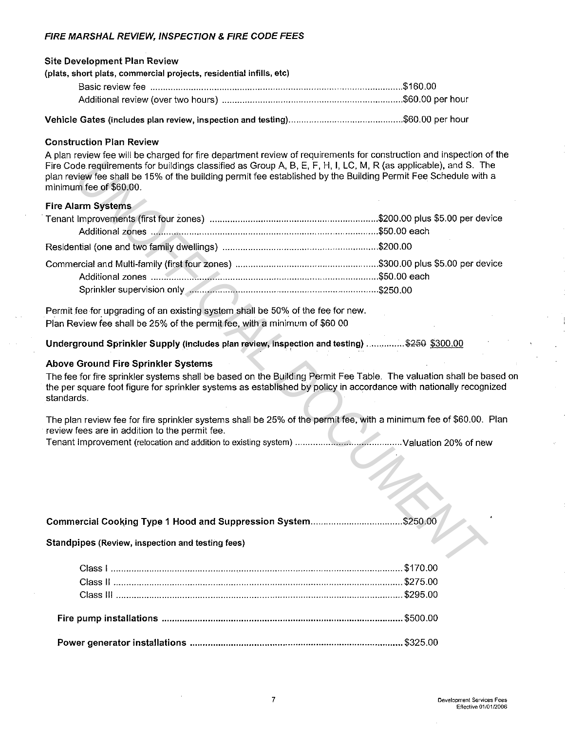*FIRE MARSHAL REVIEW, INSPECTION & FIRE CODE FEES*

**Site Development Plan Review**
**(plats, short plats, commercial projects, residential infills, etc)**

- Basic review fee ........ $160.00
- Additional review (over two hours) ........ $60.00 per hour

**Vehicle Gates (includes plan review, inspection and testing)** ........ $60.00 per hour

**Construction Plan Review**

A plan review fee will be charged for fire department review of requirements for construction and inspection of the Fire Code requirements for buildings classified as Group A, B, E, F, H, I, LC, M, R (as applicable), and S. The plan review fee shall be 15% of the building permit fee established by the Building Permit Fee Schedule with a minimum fee of $60.00.

**Fire Alarm Systems**

Tenant Improvements (first four zones) ........ $200.00 plus $5.00 per device
- Additional zones ........ $50.00 each

Residential (one and two family dwellings) ........ $200.00

Commercial and Multi-family (first four zones) ........ $300.00 plus $5.00 per device
- Additional zones ........ $50.00 each
- Sprinkler supervision only ........ $250.00

Permit fee for upgrading of an existing system shall be 50% of the fee for new.
Plan Review fee shall be 25% of the permit fee, with a minimum of $60 00

**Underground Sprinkler Supply (includes plan review, inspection and testing)** ........ ~~$250~~ $300.00

**Above Ground Fire Sprinkler Systems**

The fee for fire sprinkler systems shall be based on the Building Permit Fee Table. The valuation shall be based on the per square foot figure for sprinkler systems as established by policy in accordance with nationally recognized standards.

The plan review fee for fire sprinkler systems shall be 25% of the permit fee, with a minimum fee of $60.00. Plan review fees are in addition to the permit fee.
Tenant Improvement (relocation and addition to existing system) ........ Valuation 20% of new

**Commercial Cooking Type 1 Hood and Suppression System** ........ $250.00

**Standpipes (Review, inspection and testing fees)**

- Class I ........ $170.00
- Class II ........ $275.00
- Class III ........ $295.00

**Fire pump installations** ........ $500.00

**Power generator installations** ........ $325.00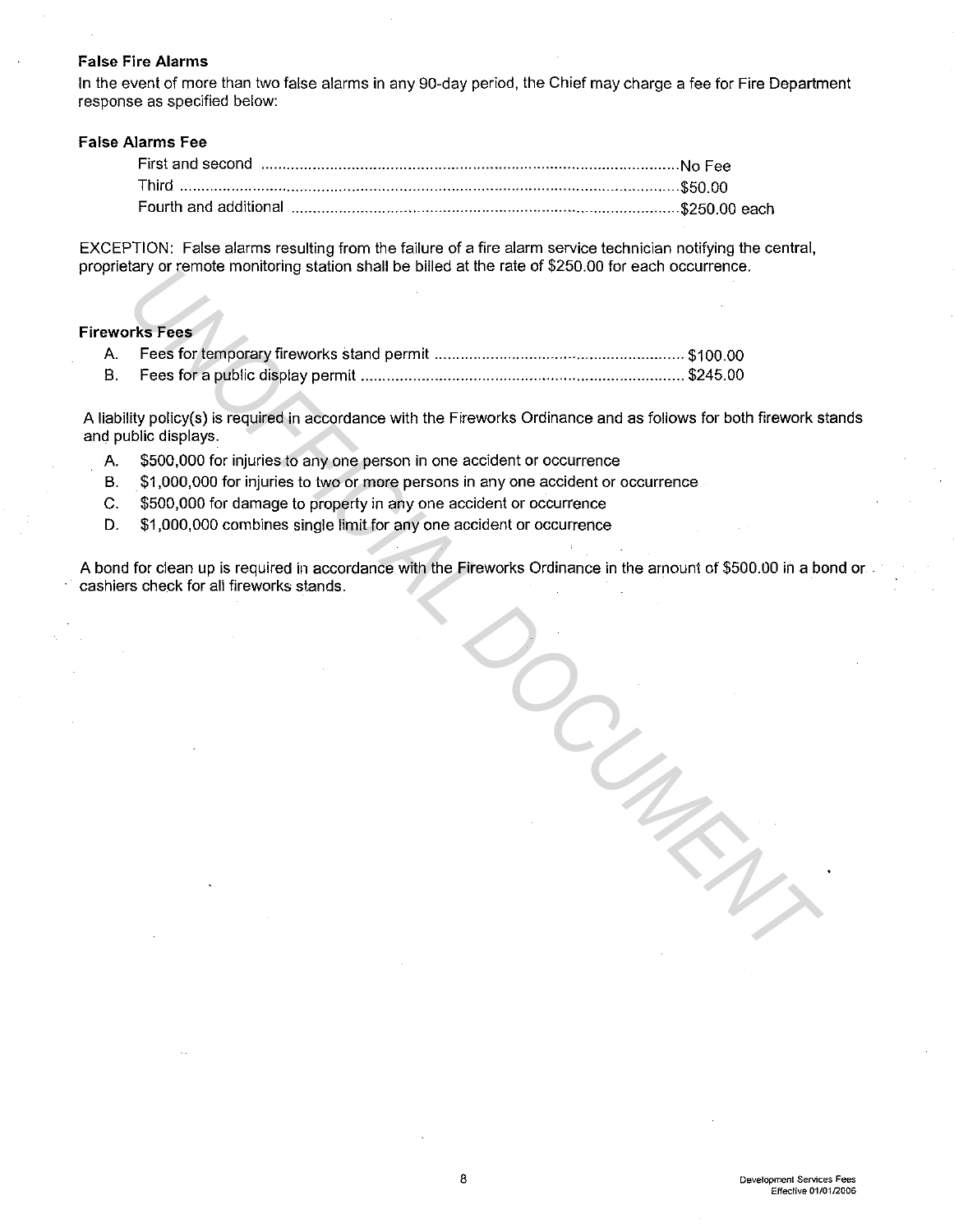### False Fire Alarms

In the event of more than two false alarms in any 90-day period, the Chief may charge a fee for Fire Department response as specified below:

### False Alarms Fee

| | |
|---|---|
| First and second | No Fee |
| Third | $50.00 |
| Fourth and additional | $250.00 each |

EXCEPTION: False alarms resulting from the failure of a fire alarm service technician notifying the central, proprietary or remote monitoring station shall be billed at the rate of $250.00 for each occurrence.

### Fireworks Fees

A. Fees for temporary fireworks stand permit ........ $100.00
B. Fees for a public display permit ........ $245.00

A liability policy(s) is required in accordance with the Fireworks Ordinance and as follows for both firework stands and public displays.

A. $500,000 for injuries to any one person in one accident or occurrence
B. $1,000,000 for injuries to two or more persons in any one accident or occurrence
C. $500,000 for damage to property in any one accident or occurrence
D. $1,000,000 combines single limit for any one accident or occurrence

A bond for clean up is required in accordance with the Fireworks Ordinance in the amount of $500.00 in a bond or cashiers check for all fireworks stands.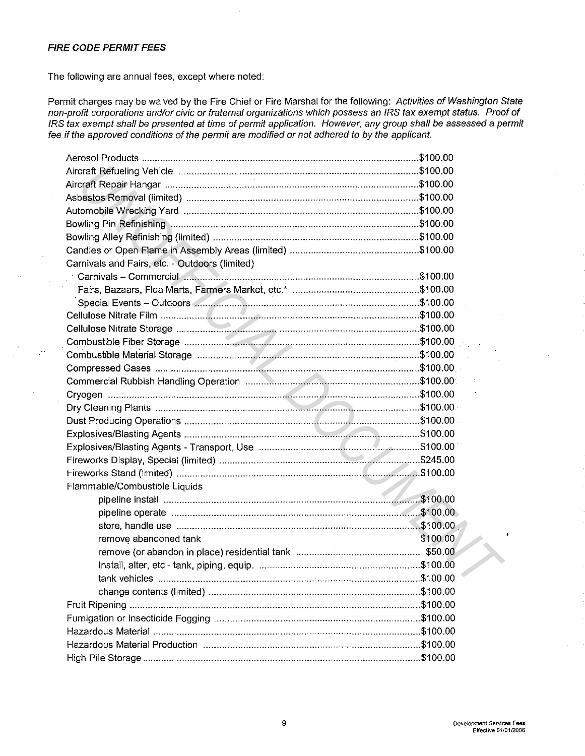***FIRE CODE PERMIT FEES***

The following are annual fees, except where noted:

Permit charges may be waived by the Fire Chief or Fire Marshal for the following: *Activities of Washington State non-profit corporations and/or civic or fraternal organizations which possess an IRS tax exempt status. Proof of IRS tax exempt shall be presented at time of permit application. However, any group shall be assessed a permit fee if the approved conditions of the permit are modified or not adhered to by the applicant.*

| Permit | Fee |
|---|---|
| Aerosol Products | $100.00 |
| Aircraft Refueling Vehicle | $100.00 |
| Aircraft Repair Hangar | $100.00 |
| Asbestos Removal (limited) | $100.00 |
| Automobile Wrecking Yard | $100.00 |
| Bowling Pin Refinishing | $100.00 |
| Bowling Alley Refinishing (limited) | $100.00 |
| Candles or Open Flame in Assembly Areas (limited) | $100.00 |
| Carnivals and Fairs, etc. - Outdoors (limited) | |
| Carnivals – Commercial | $100.00 |
| Fairs, Bazaars, Flea Marts, Farmers Market, etc.* | $100.00 |
| Special Events – Outdoors | $100.00 |
| Cellulose Nitrate Film | $100.00 |
| Cellulose Nitrate Storage | $100.00 |
| Combustible Fiber Storage | $100.00 |
| Combustible Material Storage | $100.00 |
| Compressed Gases | $100.00 |
| Commercial Rubbish Handling Operation | $100.00 |
| Cryogen | $100.00 |
| Dry Cleaning Plants | $100.00 |
| Dust Producing Operations | $100.00 |
| Explosives/Blasting Agents | $100.00 |
| Explosives/Blasting Agents - Transport, Use | $100.00 |
| Fireworks Display, Special (limited) | $245.00 |
| Fireworks Stand (limited) | $100.00 |
| Flammable/Combustible Liquids | |
| pipeline install | $100.00 |
| pipeline operate | $100.00 |
| store, handle use | $100.00 |
| remove abandoned tank | $100.00 |
| remove (or abandon in place) residential tank | $50.00 |
| Install, alter, etc - tank, piping, equip. | $100.00 |
| tank vehicles | $100.00 |
| change contents (limited) | $100.00 |
| Fruit Ripening | $100.00 |
| Fumigation or Insecticide Fogging | $100.00 |
| Hazardous Material | $100.00 |
| Hazardous Material Production | $100.00 |
| High Pile Storage | $100.00 |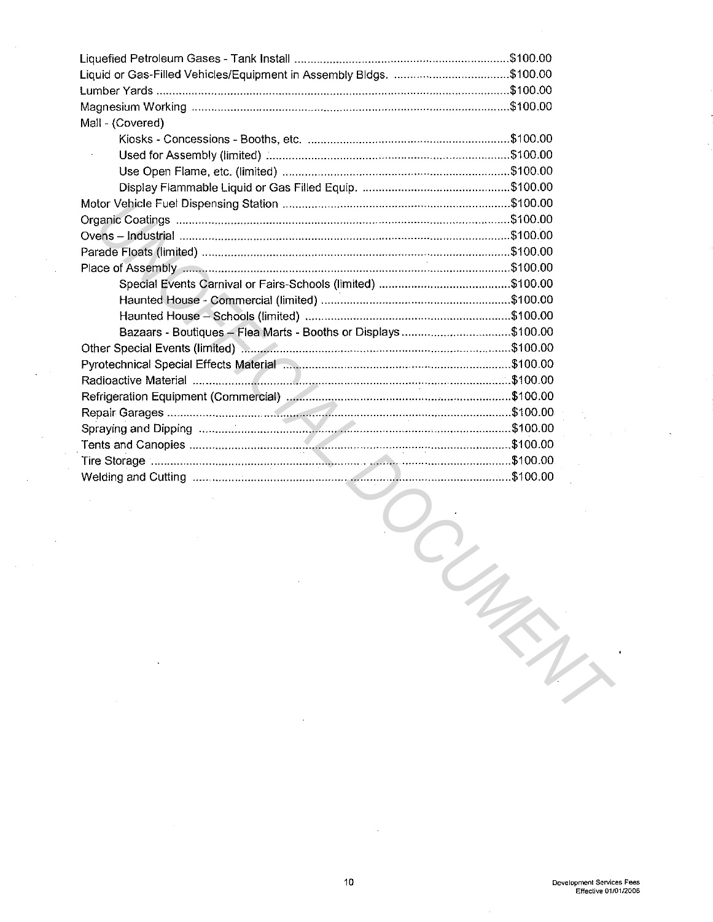Liquefied Petroleum Gases - Tank Install .................................................................. $100.00
Liquid or Gas-Filled Vehicles/Equipment in Assembly Bldgs. .................................. $100.00
Lumber Yards ............................................................................................................ $100.00
Magnesium Working .................................................................................................. $100.00
Mall - (Covered)
- Kiosks - Concessions - Booths, etc. ......................................................... $100.00
- Used for Assembly (limited) ...................................................................... $100.00
- Use Open Flame, etc. (limited) .................................................................. $100.00
- Display Flammable Liquid or Gas Filled Equip. ......................................... $100.00

Motor Vehicle Fuel Dispensing Station ...................................................................... $100.00
Organic Coatings ....................................................................................................... $100.00
Ovens – Industrial ..................................................................................................... $100.00
Parade Floats (limited) .............................................................................................. $100.00
Place of Assembly ..................................................................................................... $100.00
- Special Events Carnival or Fairs-Schools (limited) ..................................... $100.00
- Haunted House - Commercial (limited) ........................................................ $100.00
- Haunted House – Schools (limited) .............................................................. $100.00
- Bazaars - Boutiques – Flea Marts - Booths or Displays ................................ $100.00

Other Special Events (limited) ................................................................................... $100.00
Pyrotechnical Special Effects Material ........................................................................ $100.00
Radioactive Material ................................................................................................... $100.00
Refrigeration Equipment (Commercial) ....................................................................... $100.00
Repair Garages .......................................................................................................... $100.00
Spraying and Dipping ................................................................................................. $100.00
Tents and Canopies .................................................................................................... $100.00
Tire Storage ................................................................................................................ $100.00
Welding and Cutting ................................................................................................... $100.00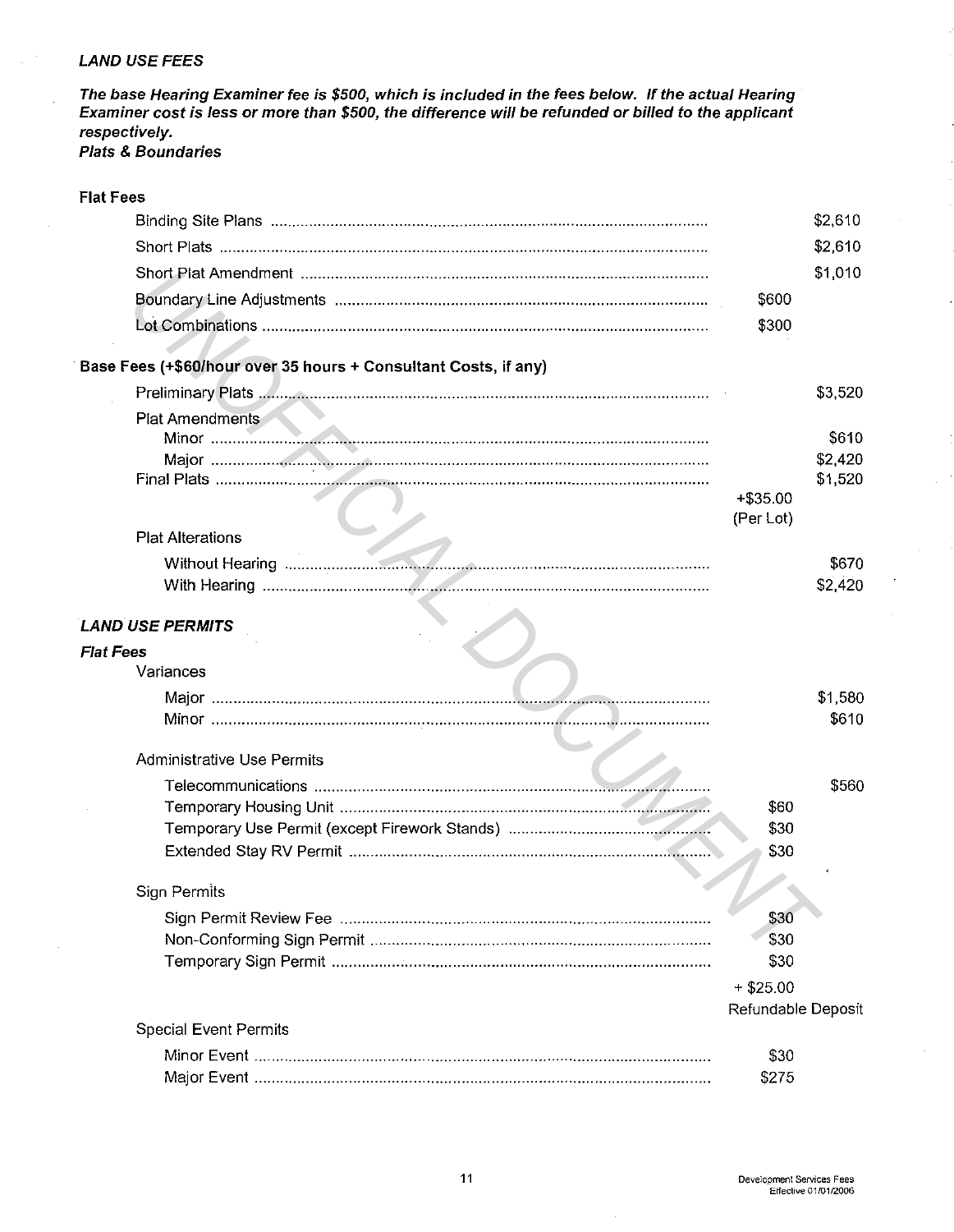***LAND USE FEES***

***The base Hearing Examiner fee is $500, which is included in the fees below. If the actual Hearing Examiner cost is less or more than $500, the difference will be refunded or billed to the applicant respectively.***

***Plats & Boundaries***

**Flat Fees**

| | | |
|---|---|---|
| Binding Site Plans | | $2,610 |
| Short Plats | | $2,610 |
| Short Plat Amendment | | $1,010 |
| Boundary Line Adjustments | $600 | |
| Lot Combinations | $300 | |

**Base Fees (+$60/hour over 35 hours + Consultant Costs, if any)**

| | | |
|---|---|---|
| Preliminary Plats | | $3,520 |
| Plat Amendments | | |
| Minor | | $610 |
| Major | | $2,420 |
| Final Plats | | $1,520 |
| | +$35.00 (Per Lot) | |
| Plat Alterations | | |
| Without Hearing | | $670 |
| With Hearing | | $2,420 |

***LAND USE PERMITS***

***Flat Fees***

| | | |
|---|---|---|
| **Variances** | | |
| Major | | $1,580 |
| Minor | | $610 |
| **Administrative Use Permits** | | |
| Telecommunications | | $560 |
| Temporary Housing Unit | $60 | |
| Temporary Use Permit (except Firework Stands) | $30 | |
| Extended Stay RV Permit | $30 | |
| **Sign Permits** | | |
| Sign Permit Review Fee | $30 | |
| Non-Conforming Sign Permit | $30 | |
| Temporary Sign Permit | $30 | |
| | + $25.00 Refundable Deposit | |
| **Special Event Permits** | | |
| Minor Event | $30 | |
| Major Event | $275 | |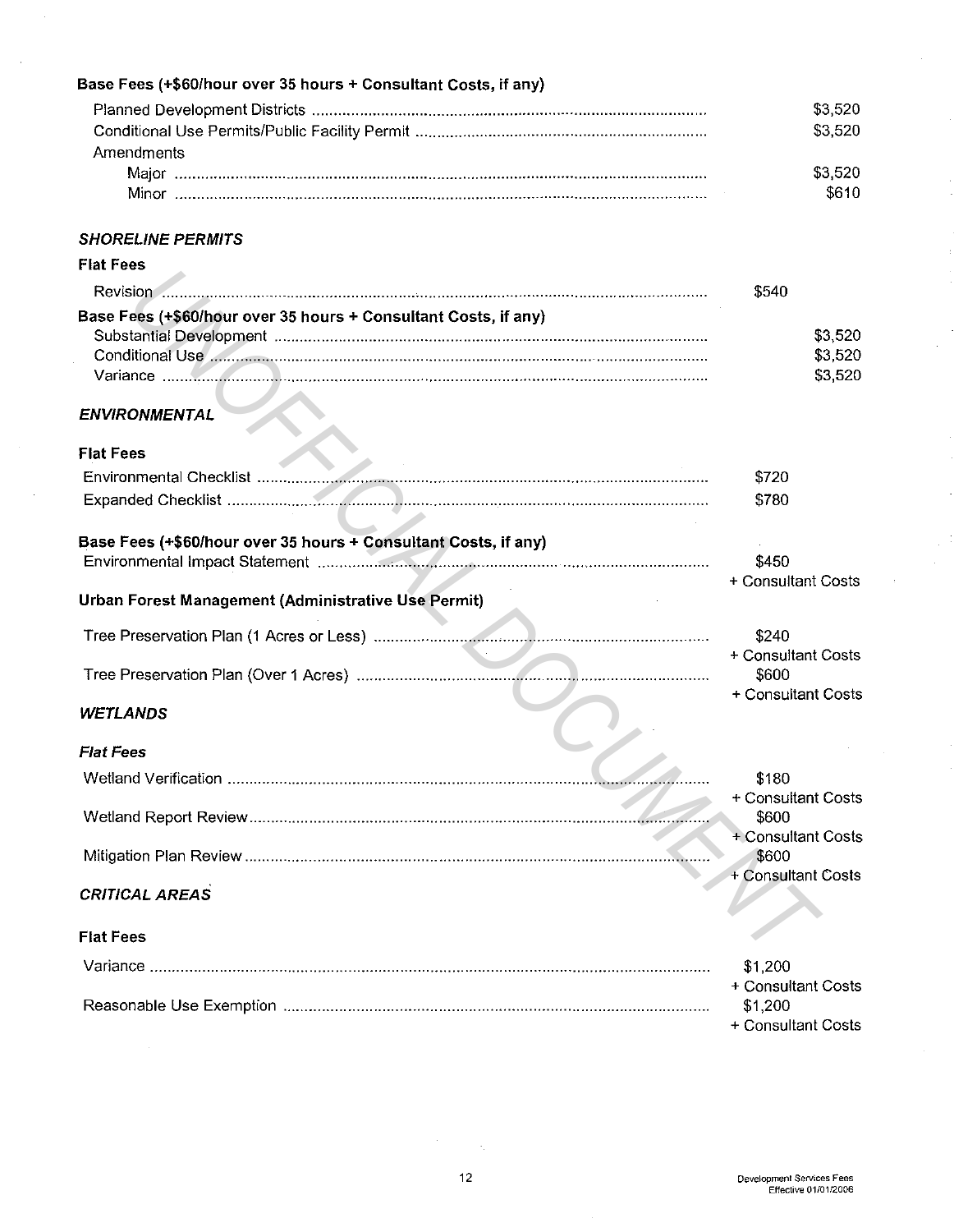**Base Fees (+$60/hour over 35 hours + Consultant Costs, if any)**

| | |
|---|---|
| Planned Development Districts | $3,520 |
| Conditional Use Permits/Public Facility Permit | $3,520 |
| Amendments | |
| Major | $3,520 |
| Minor | $610 |

### *SHORELINE PERMITS*

**Flat Fees**

| | |
|---|---|
| Revision | $540 |

**Base Fees (+$60/hour over 35 hours + Consultant Costs, if any)**

| | |
|---|---|
| Substantial Development | $3,520 |
| Conditional Use | $3,520 |
| Variance | $3,520 |

### *ENVIRONMENTAL*

**Flat Fees**

| | |
|---|---|
| Environmental Checklist | $720 |
| Expanded Checklist | $780 |

**Base Fees (+$60/hour over 35 hours + Consultant Costs, if any)**

| | |
|---|---|
| Environmental Impact Statement | $450 + Consultant Costs |

**Urban Forest Management (Administrative Use Permit)**

| | |
|---|---|
| Tree Preservation Plan (1 Acres or Less) | $240 + Consultant Costs |
| Tree Preservation Plan (Over 1 Acres) | $600 + Consultant Costs |

### *WETLANDS*

***Flat Fees***

| | |
|---|---|
| Wetland Verification | $180 + Consultant Costs |
| Wetland Report Review | $600 + Consultant Costs |
| Mitigation Plan Review | $600 + Consultant Costs |

### *CRITICAL AREAS*

**Flat Fees**

| | |
|---|---|
| Variance | $1,200 + Consultant Costs |
| Reasonable Use Exemption | $1,200 + Consultant Costs |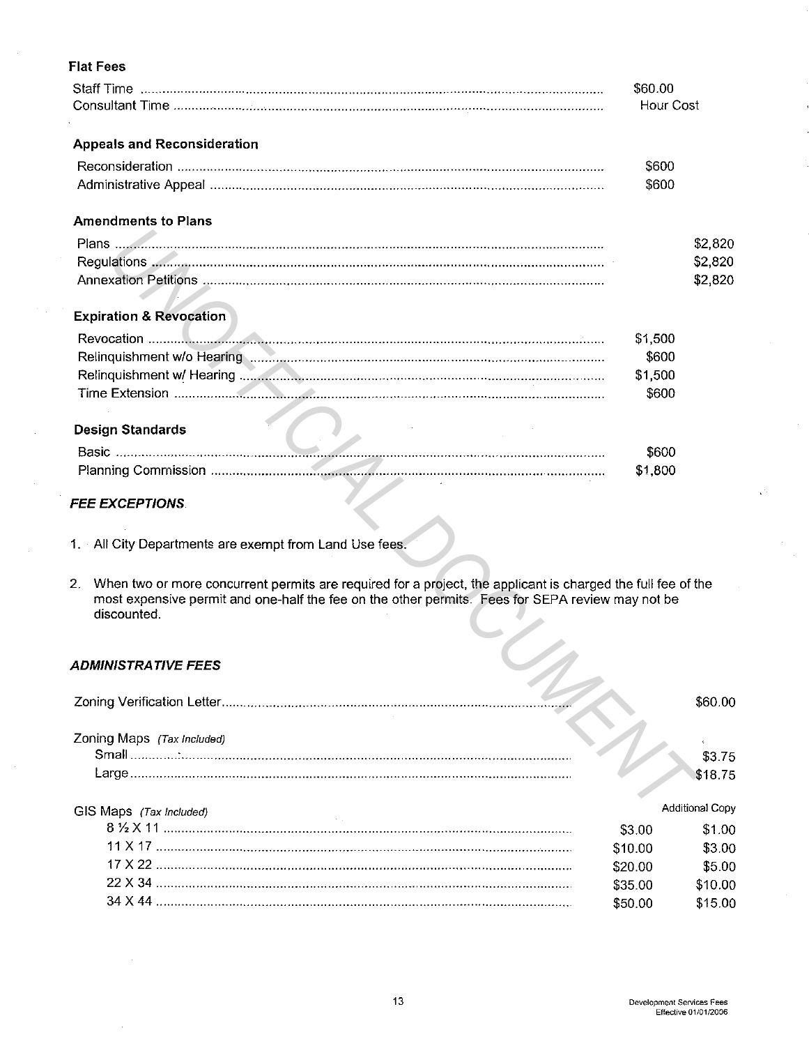**Flat Fees**

| | |
|---|---|
| Staff Time | $60.00 |
| Consultant Time | Hour Cost |

**Appeals and Reconsideration**

| | |
|---|---|
| Reconsideration | $600 |
| Administrative Appeal | $600 |

**Amendments to Plans**

| | |
|---|---|
| Plans | $2,820 |
| Regulations | $2,820 |
| Annexation Petitions | $2,820 |

**Expiration & Revocation**

| | |
|---|---|
| Revocation | $1,500 |
| Relinquishment w/o Hearing | $600 |
| Relinquishment w/ Hearing | $1,500 |
| Time Extension | $600 |

**Design Standards**

| | |
|---|---|
| Basic | $600 |
| Planning Commission | $1,800 |

***FEE EXCEPTIONS***

1. All City Departments are exempt from Land Use fees.

2. When two or more concurrent permits are required for a project, the applicant is charged the full fee of the most expensive permit and one-half the fee on the other permits. Fees for SEPA review may not be discounted.

***ADMINISTRATIVE FEES***

| | |
|---|---|
| Zoning Verification Letter | $60.00 |

Zoning Maps *(Tax Included)*

| | |
|---|---|
| Small | $3.75 |
| Large | $18.75 |

GIS Maps *(Tax Included)*

| | | Additional Copy |
|---|---|---|
| 8 ½ X 11 | $3.00 | $1.00 |
| 11 X 17 | $10.00 | $3.00 |
| 17 X 22 | $20.00 | $5.00 |
| 22 X 34 | $35.00 | $10.00 |
| 34 X 44 | $50.00 | $15.00 |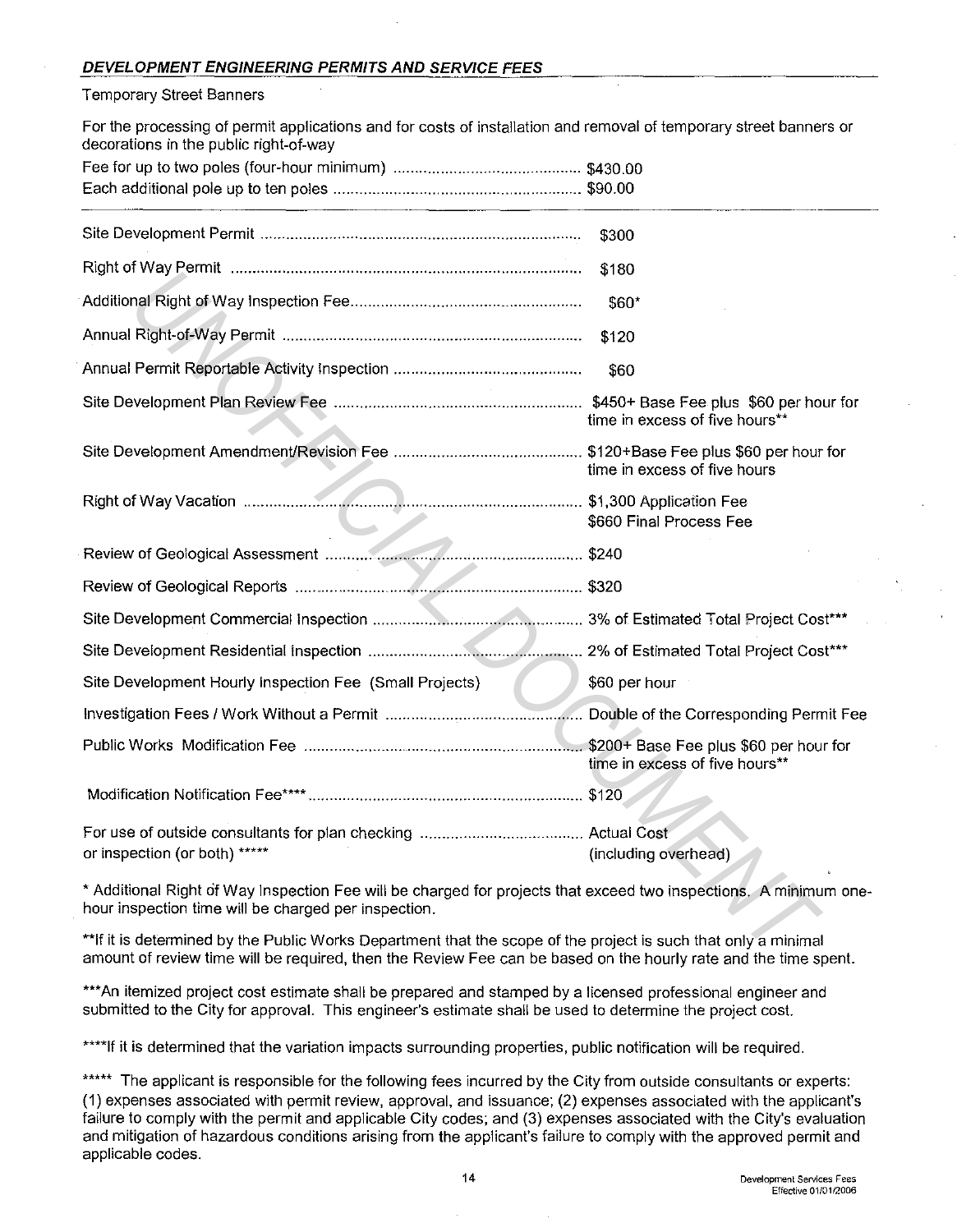***DEVELOPMENT ENGINEERING PERMITS AND SERVICE FEES***

Temporary Street Banners

For the processing of permit applications and for costs of installation and removal of temporary street banners or decorations in the public right-of-way

| | |
|---|---|
| Fee for up to two poles (four-hour minimum) | $430.00 |
| Each additional pole up to ten poles | $90.00 |

| | |
|---|---|
| Site Development Permit | $300 |
| Right of Way Permit | $180 |
| Additional Right of Way Inspection Fee | $60* |
| Annual Right-of-Way Permit | $120 |
| Annual Permit Reportable Activity Inspection | $60 |
| Site Development Plan Review Fee | $450+ Base Fee plus $60 per hour for time in excess of five hours** |
| Site Development Amendment/Revision Fee | $120+Base Fee plus $60 per hour for time in excess of five hours |
| Right of Way Vacation | $1,300 Application Fee<br>$660 Final Process Fee |
| Review of Geological Assessment | $240 |
| Review of Geological Reports | $320 |
| Site Development Commercial Inspection | 3% of Estimated Total Project Cost*** |
| Site Development Residential Inspection | 2% of Estimated Total Project Cost*** |
| Site Development Hourly Inspection Fee (Small Projects) | $60 per hour |
| Investigation Fees / Work Without a Permit | Double of the Corresponding Permit Fee |
| Public Works Modification Fee | $200+ Base Fee plus $60 per hour for time in excess of five hours** |
| Modification Notification Fee**** | $120 |
| For use of outside consultants for plan checking or inspection (or both) ***** | Actual Cost (including overhead) |

\* Additional Right of Way Inspection Fee will be charged for projects that exceed two inspections. A minimum one-hour inspection time will be charged per inspection.

**If it is determined by the Public Works Department that the scope of the project is such that only a minimal amount of review time will be required, then the Review Fee can be based on the hourly rate and the time spent.

***An itemized project cost estimate shall be prepared and stamped by a licensed professional engineer and submitted to the City for approval. This engineer's estimate shall be used to determine the project cost.

****If it is determined that the variation impacts surrounding properties, public notification will be required.

***** The applicant is responsible for the following fees incurred by the City from outside consultants or experts: (1) expenses associated with permit review, approval, and issuance; (2) expenses associated with the applicant's failure to comply with the permit and applicable City codes; and (3) expenses associated with the City's evaluation and mitigation of hazardous conditions arising from the applicant's failure to comply with the approved permit and applicable codes.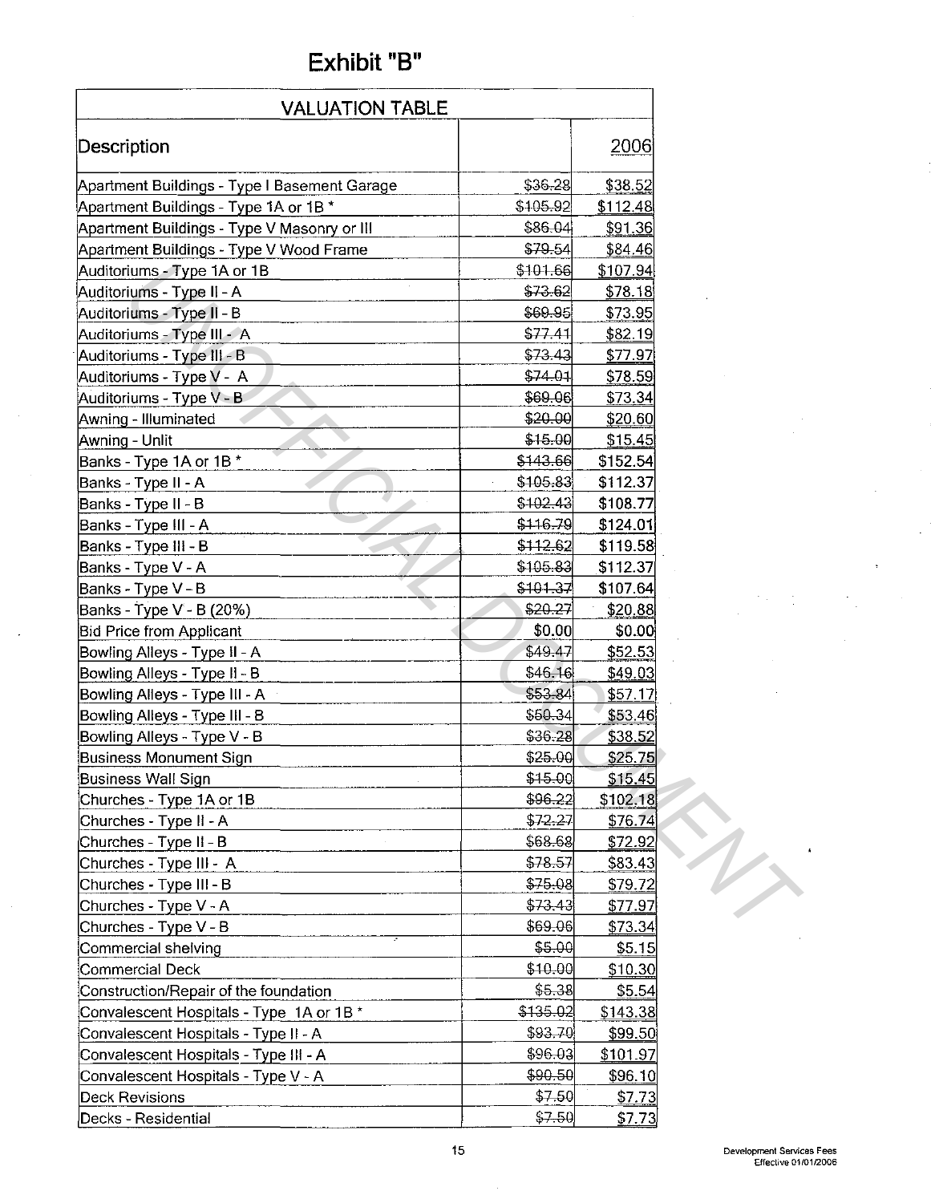# Exhibit "B"

| VALUATION TABLE | | |
|---|---|---|
| Description | | 2006 |
| Apartment Buildings - Type I Basement Garage | ~~$36.28~~ | $38.52 |
| Apartment Buildings - Type 1A or 1B * | ~~$105.92~~ | $112.48 |
| Apartment Buildings - Type V Masonry or III | ~~$86.04~~ | $91.36 |
| Apartment Buildings - Type V Wood Frame | ~~$79.54~~ | $84.46 |
| Auditoriums - Type 1A or 1B | ~~$101.66~~ | $107.94 |
| Auditoriums - Type II - A | ~~$73.62~~ | $78.18 |
| Auditoriums - Type II - B | ~~$69.95~~ | $73.95 |
| Auditoriums - Type III - A | ~~$77.41~~ | $82.19 |
| Auditoriums - Type III - B | ~~$73.43~~ | $77.97 |
| Auditoriums - Type V - A | ~~$74.01~~ | $78.59 |
| Auditoriums - Type V - B | ~~$69.06~~ | $73.34 |
| Awning - Illuminated | ~~$20.00~~ | $20.60 |
| Awning - Unlit | ~~$15.00~~ | $15.45 |
| Banks - Type 1A or 1B * | ~~$143.66~~ | $152.54 |
| Banks - Type II - A | ~~$105.83~~ | $112.37 |
| Banks - Type II - B | ~~$102.43~~ | $108.77 |
| Banks - Type III - A | ~~$116.79~~ | $124.01 |
| Banks - Type III - B | ~~$112.62~~ | $119.58 |
| Banks - Type V - A | ~~$105.83~~ | $112.37 |
| Banks - Type V - B | ~~$101.37~~ | $107.64 |
| Banks - Type V - B (20%) | ~~$20.27~~ | $20.88 |
| Bid Price from Applicant | $0.00 | $0.00 |
| Bowling Alleys - Type II - A | ~~$49.47~~ | $52.53 |
| Bowling Alleys - Type II - B | ~~$46.16~~ | $49.03 |
| Bowling Alleys - Type III - A | ~~$53.84~~ | $57.17 |
| Bowling Alleys - Type III - B | ~~$50.34~~ | $53.46 |
| Bowling Alleys - Type V - B | ~~$36.28~~ | $38.52 |
| Business Monument Sign | ~~$25.00~~ | $25.75 |
| Business Wall Sign | ~~$15.00~~ | $15.45 |
| Churches - Type 1A or 1B | ~~$96.22~~ | $102.18 |
| Churches - Type II - A | ~~$72.27~~ | $76.74 |
| Churches - Type II - B | ~~$68.68~~ | $72.92 |
| Churches - Type III - A | ~~$78.57~~ | $83.43 |
| Churches - Type III - B | ~~$75.08~~ | $79.72 |
| Churches - Type V - A | ~~$73.43~~ | $77.97 |
| Churches - Type V - B | ~~$69.06~~ | $73.34 |
| Commercial shelving | ~~$5.00~~ | $5.15 |
| Commercial Deck | ~~$10.00~~ | $10.30 |
| Construction/Repair of the foundation | ~~$5.38~~ | $5.54 |
| Convalescent Hospitals - Type 1A or 1B * | ~~$135.02~~ | $143.38 |
| Convalescent Hospitals - Type II - A | ~~$93.70~~ | $99.50 |
| Convalescent Hospitals - Type III - A | ~~$96.03~~ | $101.97 |
| Convalescent Hospitals - Type V - A | ~~$90.50~~ | $96.10 |
| Deck Revisions | ~~$7.50~~ | $7.73 |
| Decks - Residential | ~~$7.50~~ | $7.73 |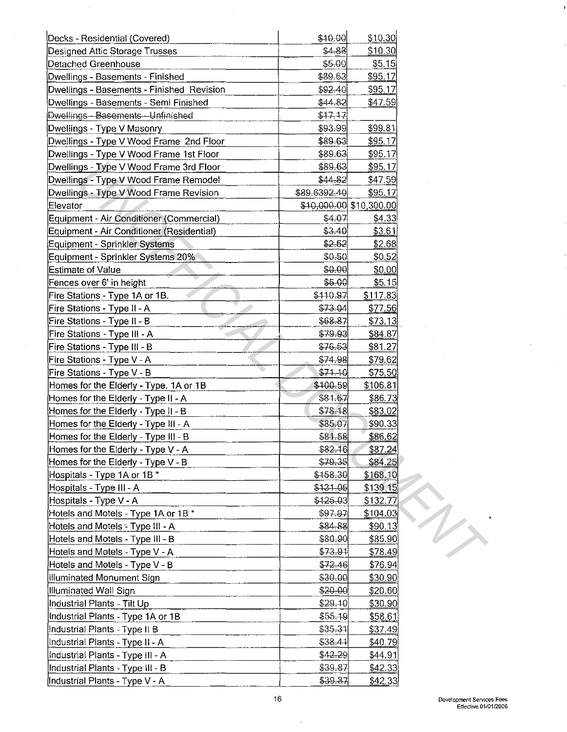| | | |
|---|---|---|
| Decks - Residential (Covered) | ~~$10.00~~ | $10.30 |
| Designed Attic Storage Trusses | ~~$4.88~~ | $10.30 |
| Detached Greenhouse | ~~$5.00~~ | $5.15 |
| Dwellings - Basements - Finished | ~~$89.63~~ | $95.17 |
| Dwellings - Basements - Finished Revision | ~~$92.40~~ | $95.17 |
| Dwellings - Basements - Semi Finished | ~~$44.82~~ | $47.59 |
| ~~Dwellings - Basements - Unfinished~~ | ~~$17.17~~ | |
| Dwellings - Type V Masonry | ~~$93.99~~ | $99.81 |
| Dwellings - Type V Wood Frame 2nd Floor | ~~$89.63~~ | $95.17 |
| Dwellings - Type V Wood Frame 1st Floor | ~~$89.63~~ | $95.17 |
| Dwellings - Type V Wood Frame 3rd Floor | ~~$89.63~~ | $95.17 |
| Dwellings - Type V Wood Frame Remodel | ~~$44.82~~ | $47.59 |
| Dwellings - Type V Wood Frame Revision | ~~$89.6392.40~~ | $95.17 |
| Elevator | ~~$10,000.00~~ | $10,300.00 |
| Equipment - Air Conditioner (Commercial) | ~~$4.07~~ | $4.33 |
| Equipment - Air Conditioner (Residential) | ~~$3.40~~ | $3.61 |
| Equipment - Sprinkler Systems | ~~$2.52~~ | $2.68 |
| Equipment - Sprinkler Systems 20% | ~~$0.50~~ | $0.52 |
| Estimate of Value | ~~$0.00~~ | $0.00 |
| Fences over 6' in height | ~~$5.00~~ | $5.15 |
| Fire Stations - Type 1A or 1B. | ~~$110.97~~ | $117.83 |
| Fire Stations - Type II - A | ~~$73.04~~ | $77.56 |
| Fire Stations - Type II - B | ~~$68.87~~ | $73.13 |
| Fire Stations - Type III - A | ~~$79.93~~ | $84.87 |
| Fire Stations - Type III - B | ~~$76.53~~ | $81.27 |
| Fire Stations - Type V - A | ~~$74.98~~ | $79.62 |
| Fire Stations - Type V - B | ~~$71.10~~ | $75.50 |
| Homes for the Elderly - Type. 1A or 1B | ~~$100.59~~ | $106.81 |
| Homes for the Elderly - Type II - A | ~~$81.67~~ | $86.73 |
| Homes for the Elderly - Type II - B | ~~$78.18~~ | $83.02 |
| Homes for the Elderly - Type III - A | ~~$85.07~~ | $90.33 |
| Homes for the Elderly - Type III - B | ~~$81.58~~ | $86.62 |
| Homes for the Elderly - Type V - A | ~~$82.16~~ | $87.24 |
| Homes for the Elderly - Type V - B | ~~$79.35~~ | $84.25 |
| Hospitals - Type 1A or 1B * | ~~$158.30~~ | $168.10 |
| Hospitals - Type III - A | ~~$131.05~~ | $139.15 |
| Hospitals - Type V - A | ~~$125.03~~ | $132.77 |
| Hotels and Motels - Type 1A or 1B * | ~~$97.97~~ | $104.03 |
| Hotels and Motels - Type III - A | ~~$84.88~~ | $90.13 |
| Hotels and Motels - Type III - B | ~~$80.90~~ | $85.90 |
| Hotels and Motels - Type V - A | ~~$73.91~~ | $78.49 |
| Hotels and Motels - Type V - B | ~~$72.46~~ | $76.94 |
| Illuminated Monument Sign | ~~$30.00~~ | $30.90 |
| Illuminated Wall Sign | ~~$20.00~~ | $20.60 |
| Industrial Plants - Tilt Up | ~~$29.10~~ | $30.90 |
| Industrial Plants - Type 1A or 1B | ~~$55.19~~ | $58.61 |
| Industrial Plants - Type II B | ~~$35.31~~ | $37.49 |
| Industrial Plants - Type II - A | ~~$38.41~~ | $40.79 |
| Industrial Plants - Type III - A | ~~$42.29~~ | $44.91 |
| Industrial Plants - Type III - B | ~~$39.87~~ | $42.33 |
| Industrial Plants - Type V - A | ~~$39.87~~ | $42.33 |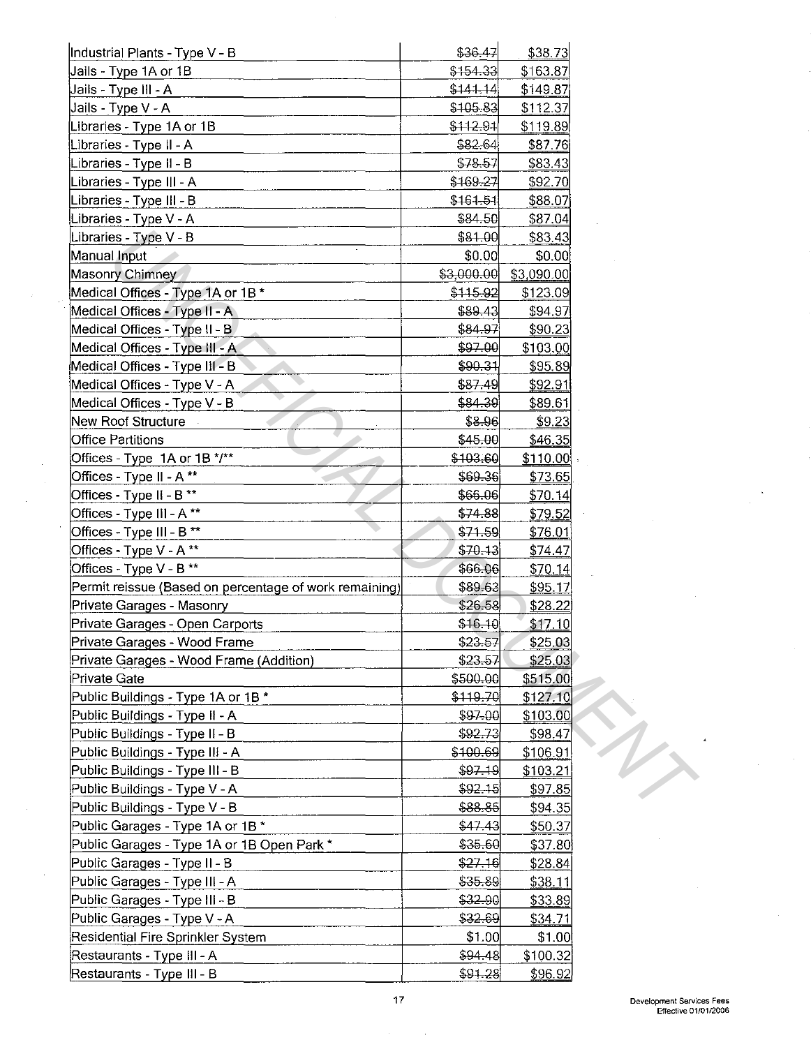| Industrial Plants - Type V - B | ~~$36.47~~ | $38.73 |
|---|---|---|
| Jails - Type 1A or 1B | ~~$154.33~~ | $163.87 |
| Jails - Type III - A | ~~$141.14~~ | $149.87 |
| Jails - Type V - A | ~~$105.83~~ | $112.37 |
| Libraries - Type 1A or 1B | ~~$112.91~~ | $119.89 |
| Libraries - Type II - A | ~~$82.64~~ | $87.76 |
| Libraries - Type II - B | ~~$78.57~~ | $83.43 |
| Libraries - Type III - A | ~~$169.27~~ | $92.70 |
| Libraries - Type III - B | ~~$161.51~~ | $88.07 |
| Libraries - Type V - A | ~~$84.50~~ | $87.04 |
| Libraries - Type V - B | ~~$81.00~~ | $83.43 |
| Manual Input | $0.00 | $0.00 |
| Masonry Chimney | ~~$3,000.00~~ | $3,090.00 |
| Medical Offices - Type 1A or 1B * | ~~$115.92~~ | $123.09 |
| Medical Offices - Type II - A | ~~$89.43~~ | $94.97 |
| Medical Offices - Type II - B | ~~$84.97~~ | $90.23 |
| Medical Offices - Type III - A | ~~$97.00~~ | $103.00 |
| Medical Offices - Type III - B | ~~$90.31~~ | $95.89 |
| Medical Offices - Type V - A | ~~$87.49~~ | $92.91 |
| Medical Offices - Type V - B | ~~$84.39~~ | $89.61 |
| New Roof Structure | ~~$8.96~~ | $9.23 |
| Office Partitions | ~~$45.00~~ | $46.35 |
| Offices - Type 1A or 1B */** | ~~$103.60~~ | $110.00 |
| Offices - Type II - A ** | ~~$69.36~~ | $73.65 |
| Offices - Type II - B ** | ~~$66.06~~ | $70.14 |
| Offices - Type III - A ** | ~~$74.88~~ | $79.52 |
| Offices - Type III - B ** | ~~$71.59~~ | $76.01 |
| Offices - Type V - A ** | ~~$70.13~~ | $74.47 |
| Offices - Type V - B ** | ~~$66.06~~ | $70.14 |
| Permit reissue (Based on percentage of work remaining) | ~~$89.63~~ | $95.17 |
| Private Garages - Masonry | ~~$26.58~~ | $28.22 |
| Private Garages - Open Carports | ~~$16.10~~ | $17.10 |
| Private Garages - Wood Frame | ~~$23.57~~ | $25.03 |
| Private Garages - Wood Frame (Addition) | ~~$23.57~~ | $25.03 |
| Private Gate | ~~$500.00~~ | $515.00 |
| Public Buildings - Type 1A or 1B * | ~~$119.70~~ | $127.10 |
| Public Buildings - Type II - A | ~~$97.00~~ | $103.00 |
| Public Buildings - Type II - B | ~~$92.73~~ | $98.47 |
| Public Buildings - Type III - A | ~~$100.69~~ | $106.91 |
| Public Buildings - Type III - B | ~~$97.19~~ | $103.21 |
| Public Buildings - Type V - A | ~~$92.15~~ | $97.85 |
| Public Buildings - Type V - B | ~~$88.85~~ | $94.35 |
| Public Garages - Type 1A or 1B * | ~~$47.43~~ | $50.37 |
| Public Garages - Type 1A or 1B Open Park * | ~~$35.60~~ | $37.80 |
| Public Garages - Type II - B | ~~$27.16~~ | $28.84 |
| Public Garages - Type III - A | ~~$35.89~~ | $38.11 |
| Public Garages - Type III - B | ~~$32.90~~ | $33.89 |
| Public Garages - Type V - A | ~~$32.69~~ | $34.71 |
| Residential Fire Sprinkler System | $1.00 | $1.00 |
| Restaurants - Type III - A | ~~$94.48~~ | $100.32 |
| Restaurants - Type III - B | ~~$91.28~~ | $96.92 |

Development Services Fees
Effective 01/01/2006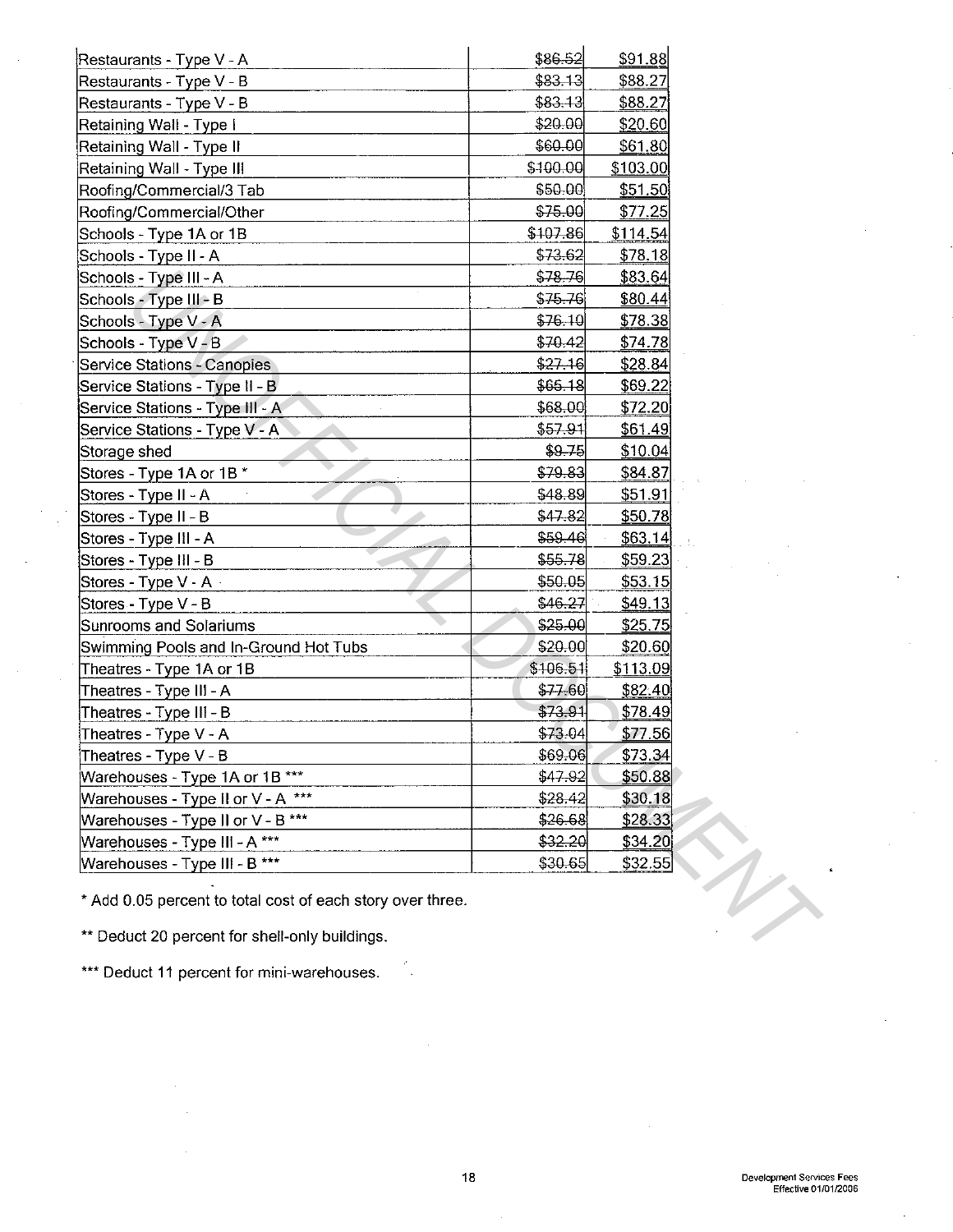| | | |
|---|---|---|
| Restaurants - Type V - A | ~~$86.52~~ | $91.88 |
| Restaurants - Type V - B | ~~$83.13~~ | $88.27 |
| Restaurants - Type V - B | ~~$83.13~~ | $88.27 |
| Retaining Wall - Type I | ~~$20.00~~ | $20.60 |
| Retaining Wall - Type II | ~~$60.00~~ | $61.80 |
| Retaining Wall - Type III | ~~$100.00~~ | $103.00 |
| Roofing/Commercial/3 Tab | ~~$50.00~~ | $51.50 |
| Roofing/Commercial/Other | ~~$75.00~~ | $77.25 |
| Schools - Type 1A or 1B | ~~$107.86~~ | $114.54 |
| Schools - Type II - A | ~~$73.62~~ | $78.18 |
| Schools - Type III - A | ~~$78.76~~ | $83.64 |
| Schools - Type III - B | ~~$75.76~~ | $80.44 |
| Schools - Type V - A | ~~$76.10~~ | $78.38 |
| Schools - Type V - B | ~~$70.42~~ | $74.78 |
| Service Stations - Canopies | ~~$27.16~~ | $28.84 |
| Service Stations - Type II - B | ~~$65.18~~ | $69.22 |
| Service Stations - Type III - A | ~~$68.00~~ | $72.20 |
| Service Stations - Type V - A | ~~$57.91~~ | $61.49 |
| Storage shed | ~~$9.75~~ | $10.04 |
| Stores - Type 1A or 1B * | ~~$79.83~~ | $84.87 |
| Stores - Type II - A | ~~$48.89~~ | $51.91 |
| Stores - Type II - B | ~~$47.82~~ | $50.78 |
| Stores - Type III - A | ~~$59.46~~ | $63.14 |
| Stores - Type III - B | ~~$55.78~~ | $59.23 |
| Stores - Type V - A | ~~$50.05~~ | $53.15 |
| Stores - Type V - B | ~~$46.27~~ | $49.13 |
| Sunrooms and Solariums | ~~$25.00~~ | $25.75 |
| Swimming Pools and In-Ground Hot Tubs | ~~$20.00~~ | $20.60 |
| Theatres - Type 1A or 1B | ~~$106.51~~ | $113.09 |
| Theatres - Type III - A | ~~$77.60~~ | $82.40 |
| Theatres - Type III - B | ~~$73.91~~ | $78.49 |
| Theatres - Type V - A | ~~$73.04~~ | $77.56 |
| Theatres - Type V - B | ~~$69.06~~ | $73.34 |
| Warehouses - Type 1A or 1B *** | ~~$47.92~~ | $50.88 |
| Warehouses - Type II or V - A *** | ~~$28.42~~ | $30.18 |
| Warehouses - Type II or V - B *** | ~~$26.68~~ | $28.33 |
| Warehouses - Type III - A *** | ~~$32.20~~ | $34.20 |
| Warehouses - Type III - B *** | ~~$30.65~~ | $32.55 |

* Add 0.05 percent to total cost of each story over three.

** Deduct 20 percent for shell-only buildings.

*** Deduct 11 percent for mini-warehouses.